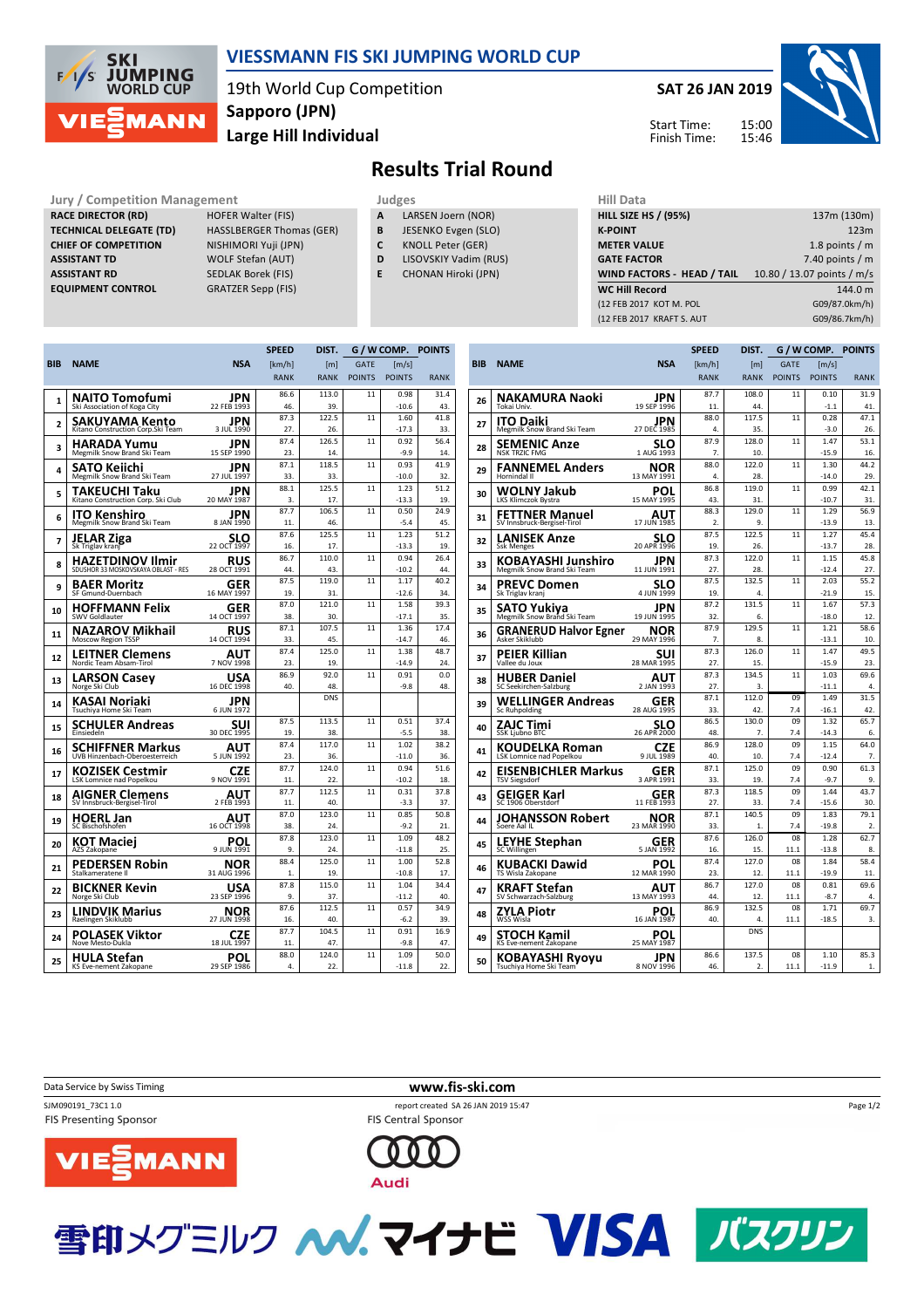# VIESSMANN FIS SKI JUMPING WORLD CUP

19th World Cup Competition
**Sapporo (JPN)**
**Large Hill Individual**

**SAT 26 JAN 2019**
Start Time: 15:00
Finish Time: 15:46

## Results Trial Round

### Jury / Competition Management

| | |
|---|---|
| RACE DIRECTOR (RD) | HOFER Walter (FIS) |
| TECHNICAL DELEGATE (TD) | HASSLBERGER Thomas (GER) |
| CHIEF OF COMPETITION | NISHIMORI Yuji (JPN) |
| ASSISTANT TD | WOLF Stefan (AUT) |
| ASSISTANT RD | SEDLAK Borek (FIS) |
| EQUIPMENT CONTROL | GRATZER Sepp (FIS) |

### Judges

| | |
|---|---|
| A | LARSEN Joern (NOR) |
| B | JESENKO Evgen (SLO) |
| C | KNOLL Peter (GER) |
| D | LISOVSKIY Vadim (RUS) |
| E | CHONAN Hiroki (JPN) |

### Hill Data

| | |
|---|---|
| HILL SIZE HS / (95%) | 137m (130m) |
| K-POINT | 123m |
| METER VALUE | 1.8 points / m |
| GATE FACTOR | 7.40 points / m |
| WIND FACTORS - HEAD / TAIL | 10.80 / 13.07 points / m/s |
| WC Hill Record | 144.0 m |
| (12 FEB 2017 KOT M. POL | G09/87.0km/h) |
| (12 FEB 2017 KRAFT S. AUT | G09/86.7km/h) |

| BIB | NAME | Club | NSA | Date of birth | SPEED [km/h] | SPEED RANK | DIST. [m] | DIST. RANK | GATE | GATE POINTS | WIND [m/s] | WIND POINTS | POINTS | RANK |
|---|---|---|---|---|---|---|---|---|---|---|---|---|---|---|
| 1 | NAITO Tomofumi | Ski Association of Koga City | JPN | 22 FEB 1993 | 86.6 | 46. | 113.0 | 39. | 11 | | 0.98 | -10.6 | 31.4 | 43. |
| 2 | SAKUYAMA Kento | Kitano Construction Corp.Ski Team | JPN | 3 JUL 1990 | 87.3 | 27. | 122.5 | 26. | 11 | | 1.60 | -17.3 | 41.8 | 33. |
| 3 | HARADA Yumu | Megmilk Snow Brand Ski Team | JPN | 15 SEP 1990 | 87.4 | 23. | 126.5 | 14. | 11 | | 0.92 | -9.9 | 56.4 | 14. |
| 4 | SATO Keiichi | Megmilk Snow Brand Ski Team | JPN | 27 JUL 1997 | 87.1 | 33. | 118.5 | 33. | 11 | | 0.93 | -10.0 | 41.9 | 32. |
| 5 | TAKEUCHI Taku | Kitano Construction Corp. Ski Club | JPN | 20 MAY 1987 | 88.1 | 3. | 125.5 | 17. | 11 | | 1.23 | -13.3 | 51.2 | 19. |
| 6 | ITO Kenshiro | Megmilk Snow Brand Ski Team | JPN | 8 JAN 1990 | 87.7 | 11. | 106.5 | 46. | 11 | | 0.50 | -5.4 | 24.9 | 45. |
| 7 | JELAR Ziga | Sk Triglav kranj | SLO | 22 OCT 1997 | 87.6 | 16. | 125.5 | 17. | 11 | | 1.23 | -13.3 | 51.2 | 19. |
| 8 | HAZETDINOV Ilmir | SDUSHOR 33 MOSKOVSKAYA OBLAST - RES | RUS | 28 OCT 1991 | 86.7 | 44. | 110.0 | 43. | 11 | | 0.94 | -10.2 | 26.4 | 44. |
| 9 | BAER Moritz | SF Gmund-Duernbach | GER | 16 MAY 1997 | 87.5 | 19. | 119.0 | 31. | 11 | | 1.17 | -12.6 | 40.2 | 34. |
| 10 | HOFFMANN Felix | SWV Goldlauter | GER | 14 OCT 1997 | 87.0 | 38. | 121.0 | 30. | 11 | | 1.58 | -17.1 | 39.3 | 35. |
| 11 | NAZAROV Mikhail | Moscow Region TSSP | RUS | 14 OCT 1994 | 87.1 | 33. | 107.5 | 45. | 11 | | 1.36 | -14.7 | 17.4 | 46. |
| 12 | LEITNER Clemens | Nordic Team Absam-Tirol | AUT | 7 NOV 1998 | 87.4 | 23. | 125.0 | 19. | 11 | | 1.38 | -14.9 | 48.7 | 24. |
| 13 | LARSON Casey | Norge Ski Club | USA | 16 DEC 1998 | 86.9 | 40. | 92.0 | 48. | 11 | | 0.91 | -9.8 | 0.0 | 48. |
| 14 | KASAI Noriaki | Tsuchiya Home Ski Team | JPN | 6 JUN 1972 | | | DNS | | | | | | | |
| 15 | SCHULER Andreas | Einsiedeln | SUI | 30 DEC 1995 | 87.5 | 19. | 113.5 | 38. | 11 | | 0.51 | -5.5 | 37.4 | 38. |
| 16 | SCHIFFNER Markus | UVB Hinzenbach-Oberoesterreich | AUT | 5 JUN 1992 | 87.4 | 23. | 117.0 | 36. | 11 | | 1.02 | -11.0 | 38.2 | 36. |
| 17 | KOZISEK Cestmir | LSK Lomnice nad Popelkou | CZE | 9 NOV 1991 | 87.7 | 11. | 124.0 | 22. | 11 | | 0.94 | -10.2 | 51.6 | 18. |
| 18 | AIGNER Clemens | SV Innsbruck-Bergisel-Tirol | AUT | 2 FEB 1993 | 87.7 | 11. | 112.5 | 40. | 11 | | 0.31 | -3.3 | 37.8 | 37. |
| 19 | HOERL Jan | SC Bischofshofen | AUT | 16 OCT 1998 | 87.0 | 38. | 123.0 | 24. | 11 | | 0.85 | -9.2 | 50.8 | 21. |
| 20 | KOT Maciej | AZS Zakopane | POL | 9 JUN 1991 | 87.8 | 9. | 123.0 | 24. | 11 | | 1.09 | -11.8 | 48.2 | 25. |
| 21 | PEDERSEN Robin | Stalkameratene Il | NOR | 31 AUG 1996 | 88.4 | 1. | 125.0 | 19. | 11 | | 1.00 | -10.8 | 52.8 | 17. |
| 22 | BICKNER Kevin | Norge Ski Club | USA | 23 SEP 1996 | 87.8 | 9. | 115.0 | 37. | 11 | | 1.04 | -11.2 | 34.4 | 40. |
| 23 | LINDVIK Marius | Raelingen Skiklubb | NOR | 27 JUN 1998 | 87.6 | 16. | 112.5 | 40. | 11 | | 0.57 | -6.2 | 34.9 | 39. |
| 24 | POLASEK Viktor | Nove Mesto-Dukla | CZE | 18 JUL 1997 | 87.7 | 11. | 104.5 | 47. | 11 | | 0.91 | -9.8 | 16.9 | 47. |
| 25 | HULA Stefan | KS Eve-nement Zakopane | POL | 29 SEP 1986 | 88.0 | 4. | 124.0 | 22. | 11 | | 1.09 | -11.8 | 50.0 | 22. |
| 26 | NAKAMURA Naoki | Tokai Univ. | JPN | 19 SEP 1996 | 87.7 | 11. | 108.0 | 44. | 11 | | 0.10 | -1.1 | 31.9 | 41. |
| 27 | ITO Daiki | Megmilk Snow Brand Ski Team | JPN | 27 DEC 1985 | 88.0 | 4. | 117.5 | 35. | 11 | | 0.28 | -3.0 | 47.1 | 26. |
| 28 | SEMENIC Anze | NSK TRZIC FMG | SLO | 1 AUG 1993 | 87.9 | 7. | 128.0 | 10. | 11 | | 1.47 | -15.9 | 53.1 | 16. |
| 29 | FANNEMEL Anders | Hornindal Il | NOR | 13 MAY 1991 | 88.0 | 4. | 122.0 | 28. | 11 | | 1.30 | -14.0 | 44.2 | 29. |
| 30 | WOLNY Jakub | LKS Klimczok Bystra | POL | 15 MAY 1995 | 86.8 | 43. | 119.0 | 31. | 11 | | 0.99 | -10.7 | 42.1 | 31. |
| 31 | FETTNER Manuel | SV Innsbruck-Bergisel-Tirol | AUT | 17 JUN 1985 | 88.3 | 2. | 129.0 | 9. | 11 | | 1.29 | -13.9 | 56.9 | 13. |
| 32 | LANISEK Anze | Ssk Menges | SLO | 20 APR 1996 | 87.5 | 19. | 122.5 | 26. | 11 | | 1.27 | -13.7 | 45.4 | 28. |
| 33 | KOBAYASHI Junshiro | Megmilk Snow Brand Ski Team | JPN | 11 JUN 1991 | 87.3 | 27. | 122.0 | 28. | 11 | | 1.15 | -12.4 | 45.8 | 27. |
| 34 | PREVC Domen | Sk Triglav kranj | SLO | 4 JUN 1999 | 87.5 | 19. | 132.5 | 4. | 11 | | 2.03 | -21.9 | 55.2 | 15. |
| 35 | SATO Yukiya | Megmilk Snow Brand Ski Team | JPN | 19 JUN 1995 | 87.2 | 32. | 131.5 | 6. | 11 | | 1.67 | -18.0 | 57.3 | 12. |
| 36 | GRANERUD Halvor Egner | Asker Skiklubb | NOR | 29 MAY 1996 | 87.9 | 7. | 129.5 | 8. | 11 | | 1.21 | -13.1 | 58.6 | 10. |
| 37 | PEIER Killian | Vallee du Joux | SUI | 28 MAR 1995 | 87.3 | 27. | 126.0 | 15. | 11 | | 1.47 | -15.9 | 49.5 | 23. |
| 38 | HUBER Daniel | SC Seekirchen-Salzburg | AUT | 2 JAN 1993 | 87.3 | 27. | 134.5 | 3. | 11 | | 1.03 | -11.1 | 69.6 | 4. |
| 39 | WELLINGER Andreas | Sc Ruhpolding | GER | 28 AUG 1995 | 87.1 | 33. | 112.0 | 42. | 09 | 7.4 | 1.49 | -16.1 | 31.5 | 42. |
| 40 | ZAJC Timi | SSK Ljubno BTC | SLO | 26 APR 2000 | 86.5 | 48. | 130.0 | 7. | 09 | 7.4 | 1.32 | -14.3 | 65.7 | 6. |
| 41 | KOUDELKA Roman | LSK Lomnice nad Popelkou | CZE | 9 JUL 1989 | 86.9 | 40. | 128.0 | 10. | 09 | 7.4 | 1.15 | -12.4 | 64.0 | 7. |
| 42 | EISENBICHLER Markus | TSV Siegsdorf | GER | 3 APR 1991 | 87.1 | 33. | 125.0 | 19. | 09 | 7.4 | 0.90 | -9.7 | 61.3 | 9. |
| 43 | GEIGER Karl | SC 1906 Oberstdorf | GER | 11 FEB 1993 | 87.3 | 27. | 118.5 | 33. | 09 | 7.4 | 1.44 | -15.6 | 43.7 | 30. |
| 44 | JOHANSSON Robert | Soere Aal IL | NOR | 23 MAR 1990 | 87.1 | 33. | 140.5 | 1. | 09 | 7.4 | 1.83 | -19.8 | 79.1 | 2. |
| 45 | LEYHE Stephan | SC Willingen | GER | 5 JAN 1992 | 87.6 | 16. | 126.0 | 15. | 08 | 11.1 | 1.28 | -13.8 | 62.7 | 8. |
| 46 | KUBACKI Dawid | TS Wisla Zakopane | POL | 12 MAR 1990 | 87.4 | 23. | 127.0 | 12. | 08 | 11.1 | 1.84 | -19.9 | 58.4 | 11. |
| 47 | KRAFT Stefan | SV Schwarzach-Salzburg | AUT | 13 MAY 1993 | 86.7 | 44. | 127.0 | 12. | 08 | 11.1 | 0.81 | -8.7 | 69.6 | 4. |
| 48 | ZYLA Piotr | WSS Wisla | POL | 16 JAN 1987 | 86.9 | 40. | 132.5 | 4. | 08 | 11.1 | 1.71 | -18.5 | 69.7 | 3. |
| 49 | STOCH Kamil | KS Eve-nement Zakopane | POL | 25 MAY 1987 | | | DNS | | | | | | | |
| 50 | KOBAYASHI Ryoyu | Tsuchiya Home Ski Team | JPN | 8 NOV 1996 | 86.6 | 46. | 137.5 | 2. | 08 | 11.1 | 1.10 | -11.9 | 85.3 | 1. |

Data Service by Swiss Timing

www.fis-ski.com

SJM090191_73C1 1.0 — report created SA 26 JAN 2019 15:47

FIS Presenting Sponsor: VIESSMANN — FIS Central Sponsor: Audi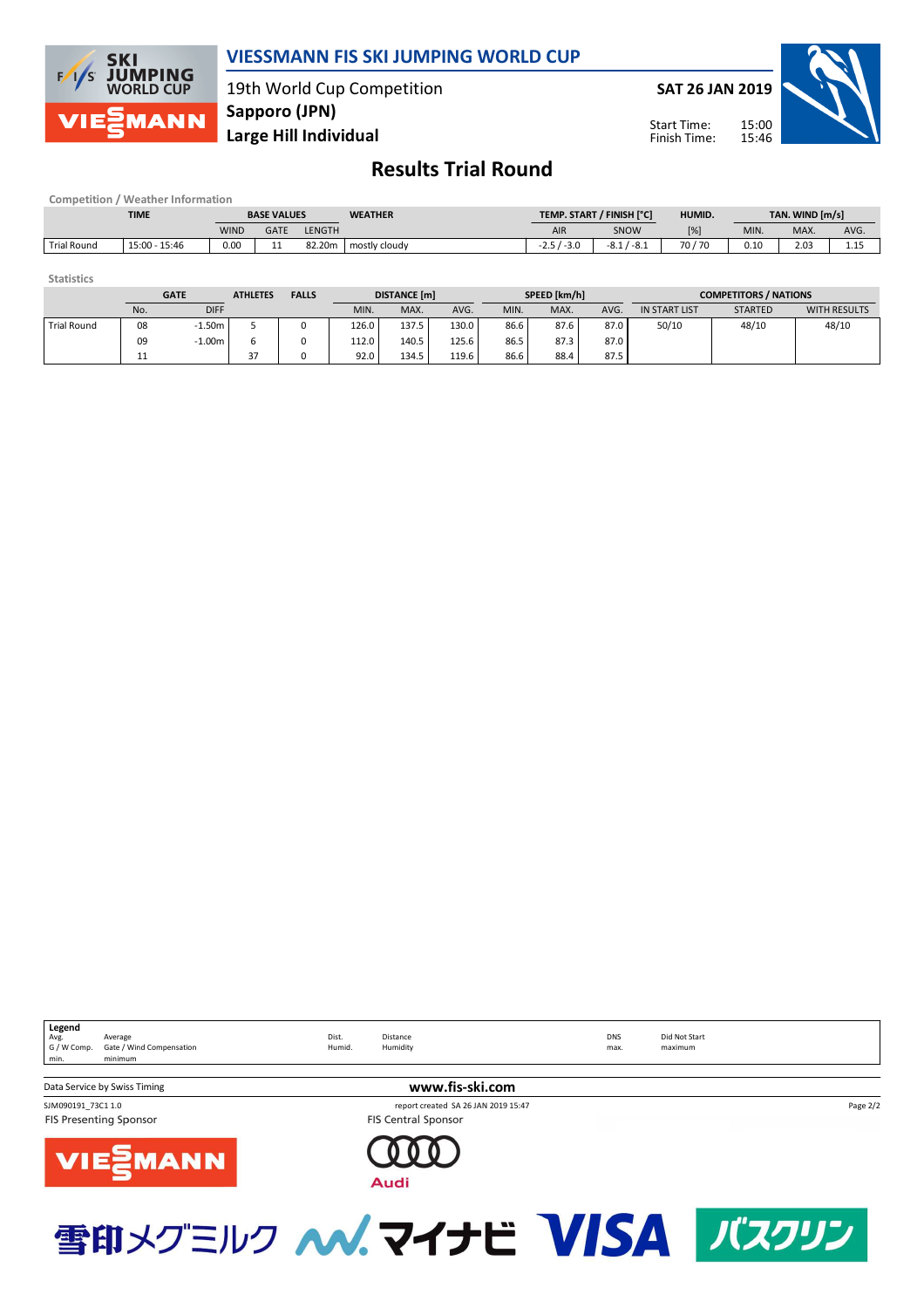# VIESSMANN FIS SKI JUMPING WORLD CUP

19th World Cup Competition
**Sapporo (JPN)**
**Large Hill Individual**

**SAT 26 JAN 2019**

Start Time: 15:00
Finish Time: 15:46

## Results Trial Round

Competition / Weather Information

| TIME | BASE VALUES | | | WEATHER | TEMP. START / FINISH [°C] | | HUMID. | TAN. WIND [m/s] | | |
|---|---|---|---|---|---|---|---|---|---|---|
| | WIND | GATE | LENGTH | | AIR | SNOW | [%] | MIN. | MAX. | AVG. |
| Trial Round 15:00 - 15:46 | 0.00 | 11 | 82.20m | mostly cloudy | -2.5 / -3.0 | -8.1 / -8.1 | 70 / 70 | 0.10 | 2.03 | 1.15 |

Statistics

| | GATE | | ATHLETES | FALLS | DISTANCE [m] | | | SPEED [km/h] | | | COMPETITORS / NATIONS | | |
|---|---|---|---|---|---|---|---|---|---|---|---|---|---|
| | No. | DIFF | | | MIN. | MAX. | AVG. | MIN. | MAX. | AVG. | IN START LIST | STARTED | WITH RESULTS |
| Trial Round | 08 | -1.50m | 5 | 0 | 126.0 | 137.5 | 130.0 | 86.6 | 87.6 | 87.0 | 50/10 | 48/10 | 48/10 |
| | 09 | -1.00m | 6 | 0 | 112.0 | 140.5 | 125.6 | 86.5 | 87.3 | 87.0 | | | |
| | 11 | | 37 | 0 | 92.0 | 134.5 | 119.6 | 86.6 | 88.4 | 87.5 | | | |

**Legend**

| | | | | | |
|---|---|---|---|---|---|
| Avg. | Average | Dist. | Distance | DNS | Did Not Start |
| G / W Comp. | Gate / Wind Compensation | Humid. | Humidity | max. | maximum |
| min. | minimum | | | | |

Data Service by Swiss Timing

www.fis-ski.com

SJM090191_73C1 1.0

report created SA 26 JAN 2019 15:47

FIS Presenting Sponsor: VIESSMANN

FIS Central Sponsor: Audi

雪印メグミルク マイナビ VISA バスクリン